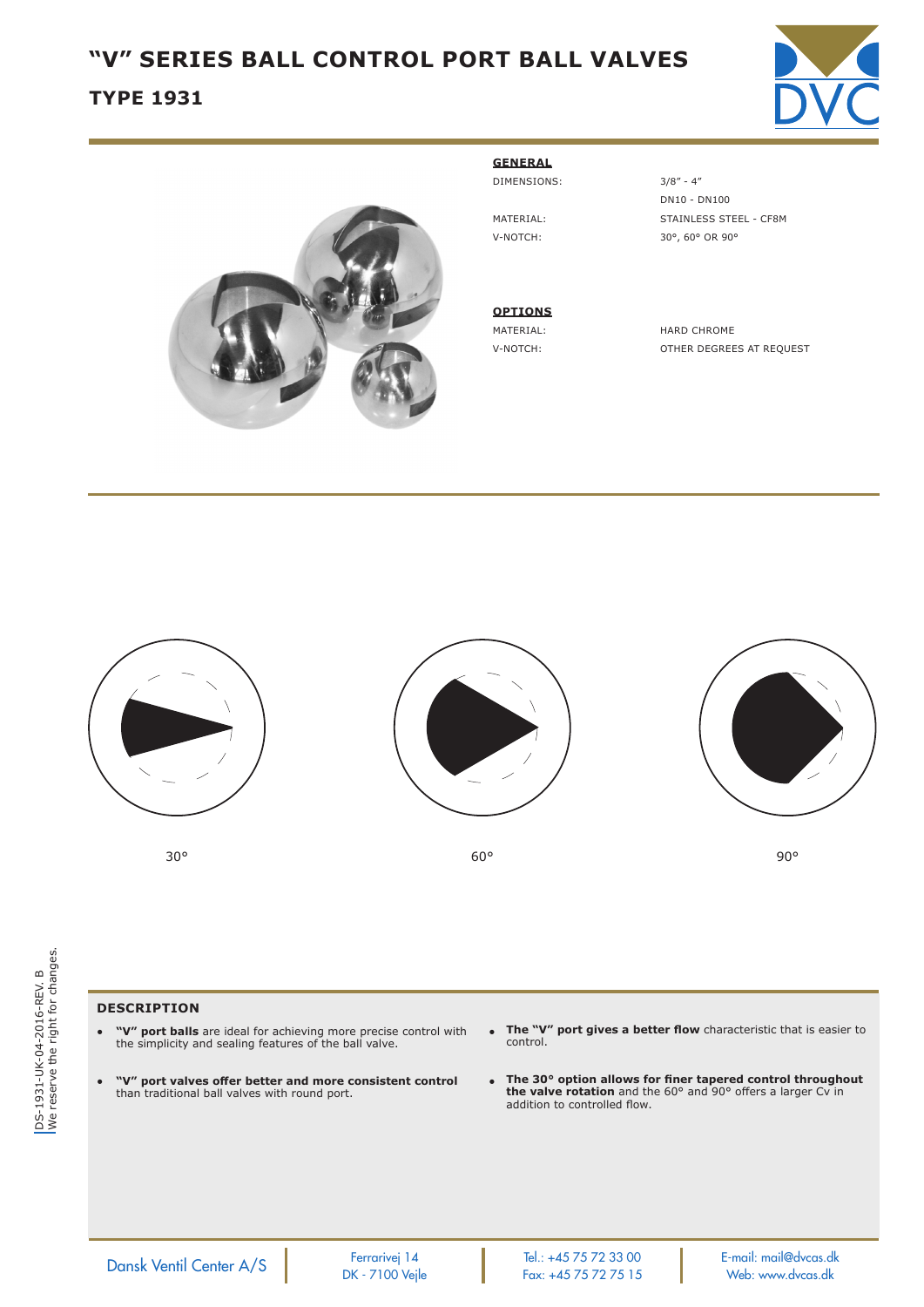# "V" SERIES BALL CONTROL PORT BALL VALVES

## TYPE 1931

### GENERAL

| | |
|---|---|
| DIMENSIONS: | 3/8" - 4" |
| | DN10 - DN100 |
| MATERIAL: | STAINLESS STEEL - CF8M |
| V-NOTCH: | 30°, 60° OR 90° |

### OPTIONS

| | |
|---|---|
| MATERIAL: | HARD CHROME |
| V-NOTCH: | OTHER DEGREES AT REQUEST |

30°

60°

90°

### DESCRIPTION

- **"V" port balls** are ideal for achieving more precise control with the simplicity and sealing features of the ball valve.
- **"V" port valves offer better and more consistent control** than traditional ball valves with round port.
- **The "V" port gives a better flow** characteristic that is easier to control.
- **The 30° option allows for finer tapered control throughout the valve rotation** and the 60° and 90° offers a larger Cv in addition to controlled flow.

DS-1931-UK-04-2016-REV. B
We reserve the right for changes.

Dansk Ventil Center A/S | Ferrarivej 14, DK - 7100 Vejle | Tel.: +45 75 72 33 00, Fax: +45 75 72 75 15 | E-mail: mail@dvcas.dk, Web: www.dvcas.dk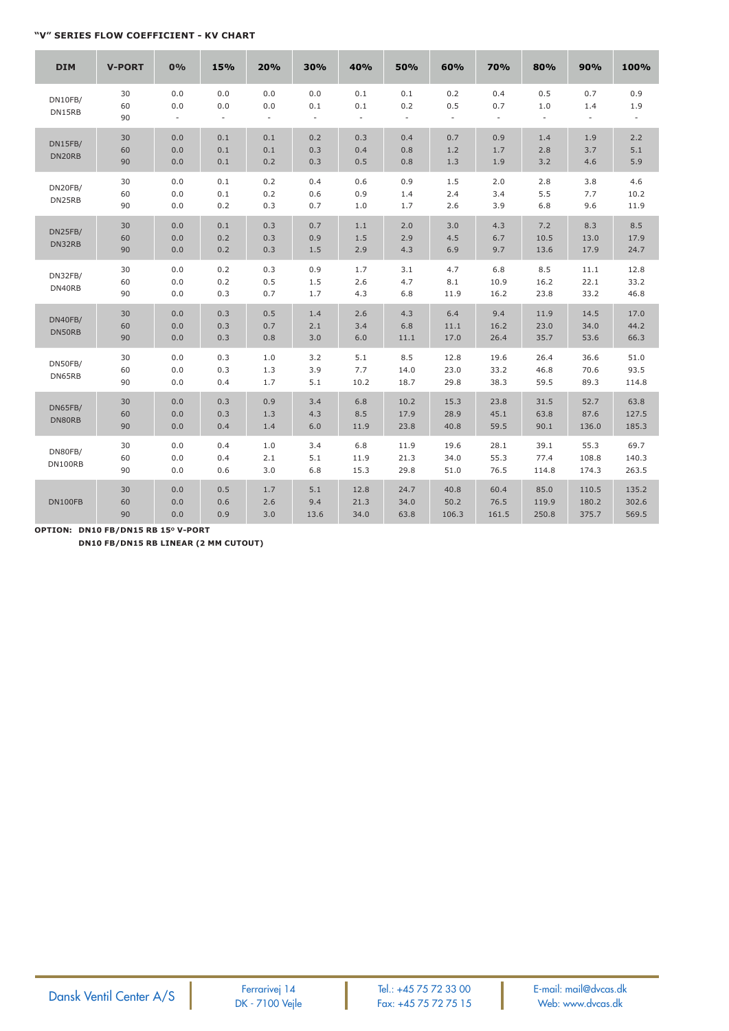**"V" SERIES FLOW COEFFICIENT - KV CHART**

| DIM | V-PORT | 0% | 15% | 20% | 30% | 40% | 50% | 60% | 70% | 80% | 90% | 100% |
|---|---|---|---|---|---|---|---|---|---|---|---|---|
| DN10FB/ DN15RB | 30 | 0.0 | 0.0 | 0.0 | 0.0 | 0.1 | 0.1 | 0.2 | 0.4 | 0.5 | 0.7 | 0.9 |
| | 60 | 0.0 | 0.0 | 0.0 | 0.1 | 0.1 | 0.2 | 0.5 | 0.7 | 1.0 | 1.4 | 1.9 |
| | 90 | - | - | - | - | - | - | - | - | - | - | - |
| DN15FB/ DN20RB | 30 | 0.0 | 0.1 | 0.1 | 0.2 | 0.3 | 0.4 | 0.7 | 0.9 | 1.4 | 1.9 | 2.2 |
| | 60 | 0.0 | 0.1 | 0.1 | 0.3 | 0.4 | 0.8 | 1.2 | 1.7 | 2.8 | 3.7 | 5.1 |
| | 90 | 0.0 | 0.1 | 0.2 | 0.3 | 0.5 | 0.8 | 1.3 | 1.9 | 3.2 | 4.6 | 5.9 |
| DN20FB/ DN25RB | 30 | 0.0 | 0.1 | 0.2 | 0.4 | 0.6 | 0.9 | 1.5 | 2.0 | 2.8 | 3.8 | 4.6 |
| | 60 | 0.0 | 0.1 | 0.2 | 0.6 | 0.9 | 1.4 | 2.4 | 3.4 | 5.5 | 7.7 | 10.2 |
| | 90 | 0.0 | 0.2 | 0.3 | 0.7 | 1.0 | 1.7 | 2.6 | 3.9 | 6.8 | 9.6 | 11.9 |
| DN25FB/ DN32RB | 30 | 0.0 | 0.1 | 0.3 | 0.7 | 1.1 | 2.0 | 3.0 | 4.3 | 7.2 | 8.3 | 8.5 |
| | 60 | 0.0 | 0.2 | 0.3 | 0.9 | 1.5 | 2.9 | 4.5 | 6.7 | 10.5 | 13.0 | 17.9 |
| | 90 | 0.0 | 0.2 | 0.3 | 1.5 | 2.9 | 4.3 | 6.9 | 9.7 | 13.6 | 17.9 | 24.7 |
| DN32FB/ DN40RB | 30 | 0.0 | 0.2 | 0.3 | 0.9 | 1.7 | 3.1 | 4.7 | 6.8 | 8.5 | 11.1 | 12.8 |
| | 60 | 0.0 | 0.2 | 0.5 | 1.5 | 2.6 | 4.7 | 8.1 | 10.9 | 16.2 | 22.1 | 33.2 |
| | 90 | 0.0 | 0.3 | 0.7 | 1.7 | 4.3 | 6.8 | 11.9 | 16.2 | 23.8 | 33.2 | 46.8 |
| DN40FB/ DN50RB | 30 | 0.0 | 0.3 | 0.5 | 1.4 | 2.6 | 4.3 | 6.4 | 9.4 | 11.9 | 14.5 | 17.0 |
| | 60 | 0.0 | 0.3 | 0.7 | 2.1 | 3.4 | 6.8 | 11.1 | 16.2 | 23.0 | 34.0 | 44.2 |
| | 90 | 0.0 | 0.3 | 0.8 | 3.0 | 6.0 | 11.1 | 17.0 | 26.4 | 35.7 | 53.6 | 66.3 |
| DN50FB/ DN65RB | 30 | 0.0 | 0.3 | 1.0 | 3.2 | 5.1 | 8.5 | 12.8 | 19.6 | 26.4 | 36.6 | 51.0 |
| | 60 | 0.0 | 0.3 | 1.3 | 3.9 | 7.7 | 14.0 | 23.0 | 33.2 | 46.8 | 70.6 | 93.5 |
| | 90 | 0.0 | 0.4 | 1.7 | 5.1 | 10.2 | 18.7 | 29.8 | 38.3 | 59.5 | 89.3 | 114.8 |
| DN65FB/ DN80RB | 30 | 0.0 | 0.3 | 0.9 | 3.4 | 6.8 | 10.2 | 15.3 | 23.8 | 31.5 | 52.7 | 63.8 |
| | 60 | 0.0 | 0.3 | 1.3 | 4.3 | 8.5 | 17.9 | 28.9 | 45.1 | 63.8 | 87.6 | 127.5 |
| | 90 | 0.0 | 0.4 | 1.4 | 6.0 | 11.9 | 23.8 | 40.8 | 59.5 | 90.1 | 136.0 | 185.3 |
| DN80FB/ DN100RB | 30 | 0.0 | 0.4 | 1.0 | 3.4 | 6.8 | 11.9 | 19.6 | 28.1 | 39.1 | 55.3 | 69.7 |
| | 60 | 0.0 | 0.4 | 2.1 | 5.1 | 11.9 | 21.3 | 34.0 | 55.3 | 77.4 | 108.8 | 140.3 |
| | 90 | 0.0 | 0.6 | 3.0 | 6.8 | 15.3 | 29.8 | 51.0 | 76.5 | 114.8 | 174.3 | 263.5 |
| DN100FB | 30 | 0.0 | 0.5 | 1.7 | 5.1 | 12.8 | 24.7 | 40.8 | 60.4 | 85.0 | 110.5 | 135.2 |
| | 60 | 0.0 | 0.6 | 2.6 | 9.4 | 21.3 | 34.0 | 50.2 | 76.5 | 119.9 | 180.2 | 302.6 |
| | 90 | 0.0 | 0.9 | 3.0 | 13.6 | 34.0 | 63.8 | 106.3 | 161.5 | 250.8 | 375.7 | 569.5 |

**OPTION: DN10 FB/DN15 RB 15º V-PORT**

**DN10 FB/DN15 RB LINEAR (2 MM CUTOUT)**

Dansk Ventil Center A/S | Ferrarivej 14, DK - 7100 Vejle | Tel.: +45 75 72 33 00, Fax: +45 75 72 75 15 | E-mail: mail@dvcas.dk, Web: www.dvcas.dk